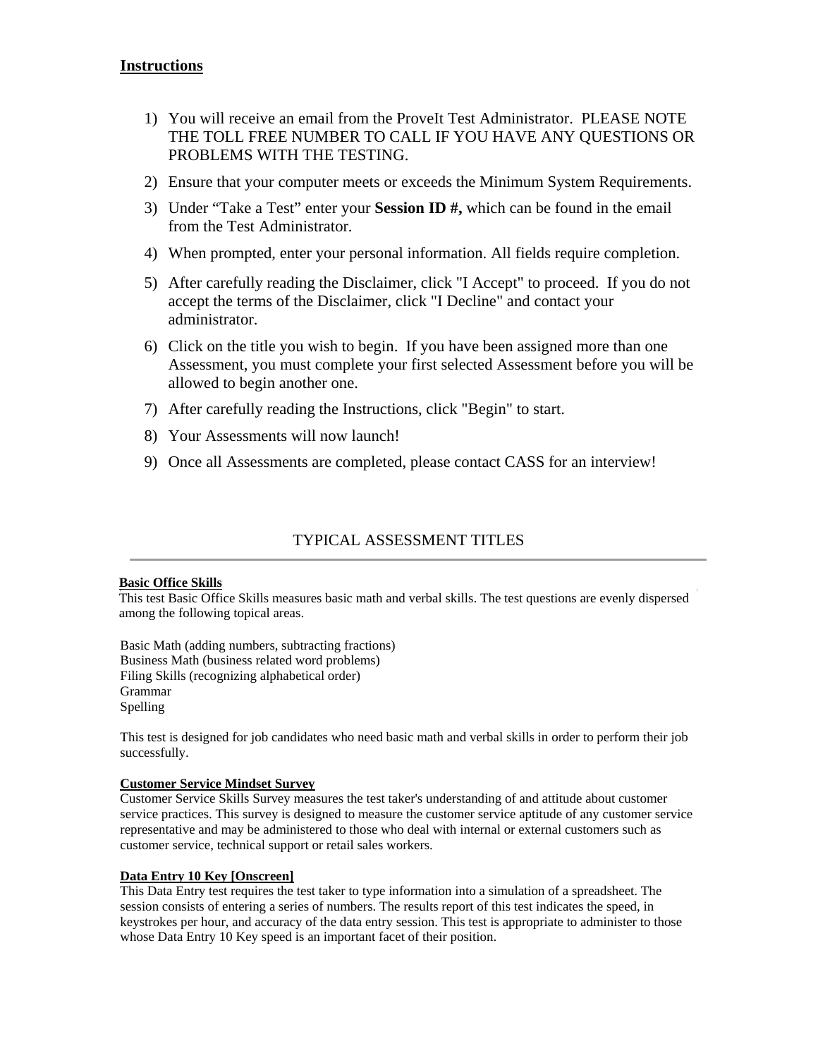## Instructions

1) You will receive an email from the ProveIt Test Administrator. PLEASE NOTE THE TOLL FREE NUMBER TO CALL IF YOU HAVE ANY QUESTIONS OR PROBLEMS WITH THE TESTING.
2) Ensure that your computer meets or exceeds the Minimum System Requirements.
3) Under "Take a Test" enter your **Session ID #,** which can be found in the email from the Test Administrator.
4) When prompted, enter your personal information. All fields require completion.
5) After carefully reading the Disclaimer, click "I Accept" to proceed. If you do not accept the terms of the Disclaimer, click "I Decline" and contact your administrator.
6) Click on the title you wish to begin. If you have been assigned more than one Assessment, you must complete your first selected Assessment before you will be allowed to begin another one.
7) After carefully reading the Instructions, click "Begin" to start.
8) Your Assessments will now launch!
9) Once all Assessments are completed, please contact CASS for an interview!

## TYPICAL ASSESSMENT TITLES

**Basic Office Skills**

This test Basic Office Skills measures basic math and verbal skills. The test questions are evenly dispersed among the following topical areas.

Basic Math (adding numbers, subtracting fractions)
Business Math (business related word problems)
Filing Skills (recognizing alphabetical order)
Grammar
Spelling

This test is designed for job candidates who need basic math and verbal skills in order to perform their job successfully.

**Customer Service Mindset Survey**

Customer Service Skills Survey measures the test taker's understanding of and attitude about customer service practices. This survey is designed to measure the customer service aptitude of any customer service representative and may be administered to those who deal with internal or external customers such as customer service, technical support or retail sales workers.

**Data Entry 10 Key [Onscreen]**

This Data Entry test requires the test taker to type information into a simulation of a spreadsheet. The session consists of entering a series of numbers. The results report of this test indicates the speed, in keystrokes per hour, and accuracy of the data entry session. This test is appropriate to administer to those whose Data Entry 10 Key speed is an important facet of their position.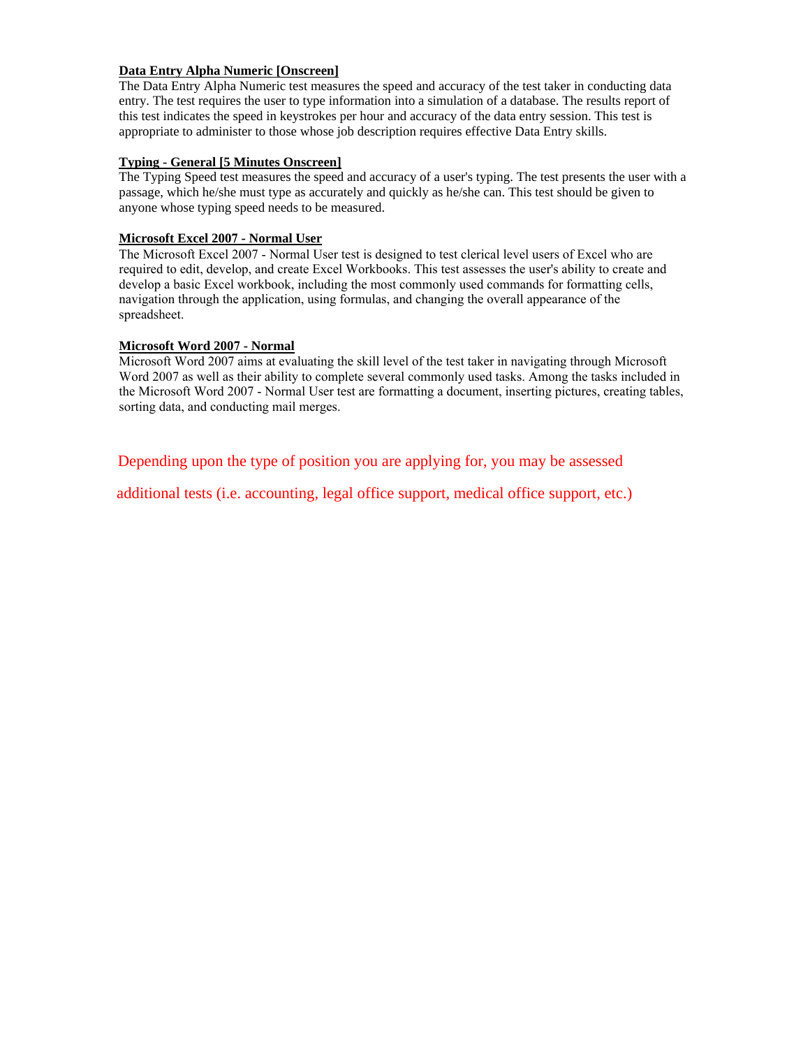**Data Entry Alpha Numeric [Onscreen]**

The Data Entry Alpha Numeric test measures the speed and accuracy of the test taker in conducting data entry. The test requires the user to type information into a simulation of a database. The results report of this test indicates the speed in keystrokes per hour and accuracy of the data entry session. This test is appropriate to administer to those whose job description requires effective Data Entry skills.

**Typing - General [5 Minutes Onscreen]**

The Typing Speed test measures the speed and accuracy of a user's typing. The test presents the user with a passage, which he/she must type as accurately and quickly as he/she can. This test should be given to anyone whose typing speed needs to be measured.

**Microsoft Excel 2007 - Normal User**

The Microsoft Excel 2007 - Normal User test is designed to test clerical level users of Excel who are required to edit, develop, and create Excel Workbooks. This test assesses the user's ability to create and develop a basic Excel workbook, including the most commonly used commands for formatting cells, navigation through the application, using formulas, and changing the overall appearance of the spreadsheet.

**Microsoft Word 2007 - Normal**

Microsoft Word 2007 aims at evaluating the skill level of the test taker in navigating through Microsoft Word 2007 as well as their ability to complete several commonly used tasks. Among the tasks included in the Microsoft Word 2007 - Normal User test are formatting a document, inserting pictures, creating tables, sorting data, and conducting mail merges.

Depending upon the type of position you are applying for, you may be assessed additional tests (i.e. accounting, legal office support, medical office support, etc.)